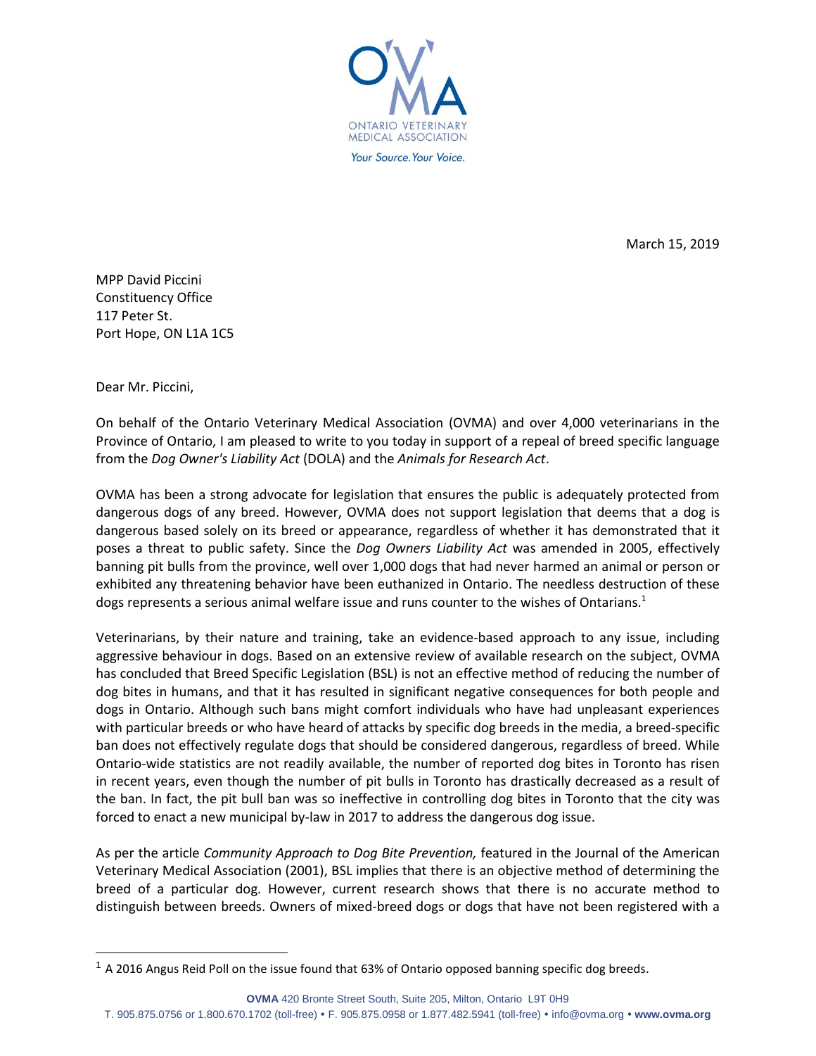ONTARIO VETERINARY MEDICAL ASSOCIATION

*Your Source. Your Voice.*

March 15, 2019

MPP David Piccini
Constituency Office
117 Peter St.
Port Hope, ON L1A 1C5

Dear Mr. Piccini,

On behalf of the Ontario Veterinary Medical Association (OVMA) and over 4,000 veterinarians in the Province of Ontario, I am pleased to write to you today in support of a repeal of breed specific language from the *Dog Owner's Liability Act* (DOLA) and the *Animals for Research Act*.

OVMA has been a strong advocate for legislation that ensures the public is adequately protected from dangerous dogs of any breed. However, OVMA does not support legislation that deems that a dog is dangerous based solely on its breed or appearance, regardless of whether it has demonstrated that it poses a threat to public safety. Since the *Dog Owners Liability Act* was amended in 2005, effectively banning pit bulls from the province, well over 1,000 dogs that had never harmed an animal or person or exhibited any threatening behavior have been euthanized in Ontario. The needless destruction of these dogs represents a serious animal welfare issue and runs counter to the wishes of Ontarians.[1]

Veterinarians, by their nature and training, take an evidence-based approach to any issue, including aggressive behaviour in dogs. Based on an extensive review of available research on the subject, OVMA has concluded that Breed Specific Legislation (BSL) is not an effective method of reducing the number of dog bites in humans, and that it has resulted in significant negative consequences for both people and dogs in Ontario. Although such bans might comfort individuals who have had unpleasant experiences with particular breeds or who have heard of attacks by specific dog breeds in the media, a breed-specific ban does not effectively regulate dogs that should be considered dangerous, regardless of breed. While Ontario-wide statistics are not readily available, the number of reported dog bites in Toronto has risen in recent years, even though the number of pit bulls in Toronto has drastically decreased as a result of the ban. In fact, the pit bull ban was so ineffective in controlling dog bites in Toronto that the city was forced to enact a new municipal by-law in 2017 to address the dangerous dog issue.

As per the article *Community Approach to Dog Bite Prevention,* featured in the Journal of the American Veterinary Medical Association (2001), BSL implies that there is an objective method of determining the breed of a particular dog. However, current research shows that there is no accurate method to distinguish between breeds. Owners of mixed-breed dogs or dogs that have not been registered with a

[1] A 2016 Angus Reid Poll on the issue found that 63% of Ontario opposed banning specific dog breeds.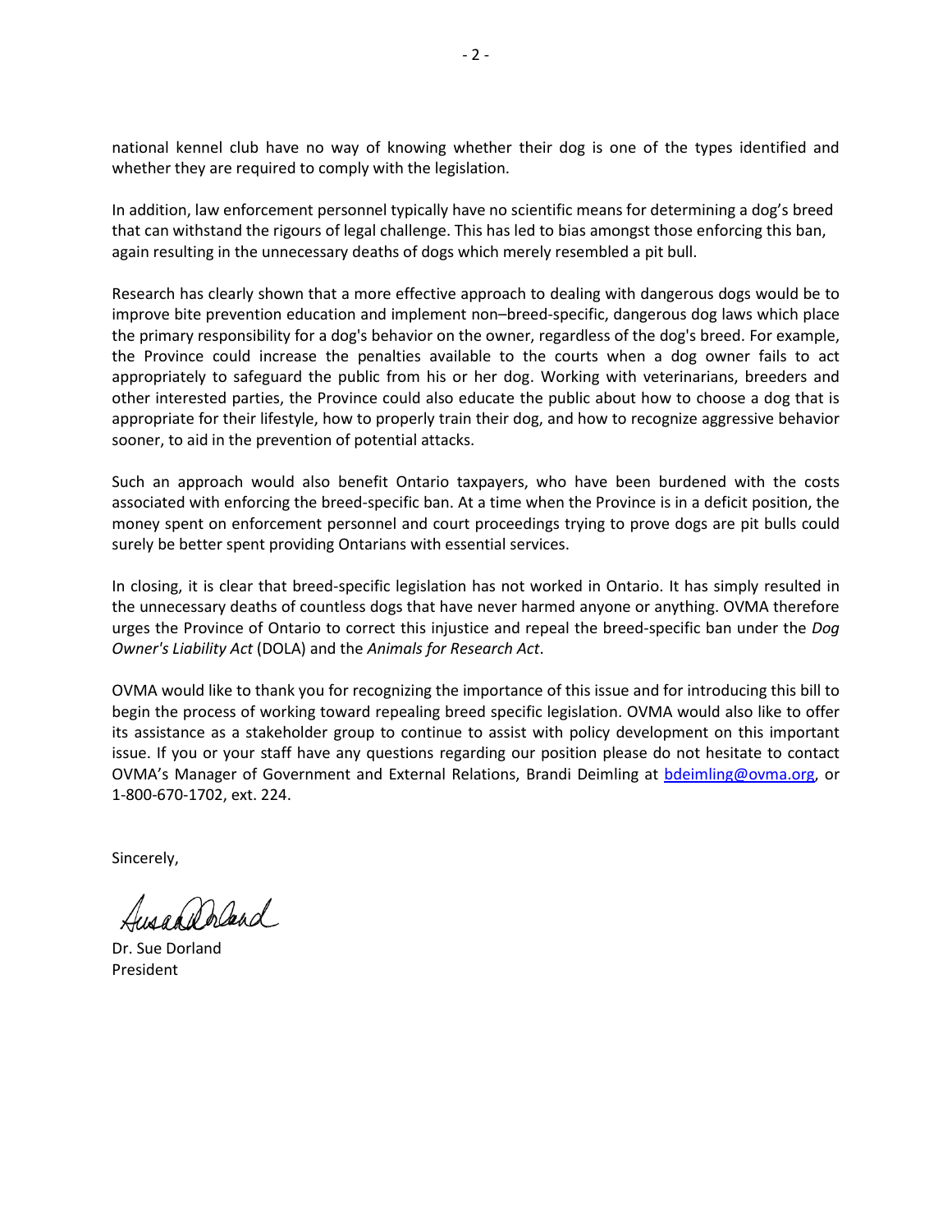national kennel club have no way of knowing whether their dog is one of the types identified and whether they are required to comply with the legislation.

In addition, law enforcement personnel typically have no scientific means for determining a dog's breed that can withstand the rigours of legal challenge. This has led to bias amongst those enforcing this ban, again resulting in the unnecessary deaths of dogs which merely resembled a pit bull.

Research has clearly shown that a more effective approach to dealing with dangerous dogs would be to improve bite prevention education and implement non–breed-specific, dangerous dog laws which place the primary responsibility for a dog's behavior on the owner, regardless of the dog's breed. For example, the Province could increase the penalties available to the courts when a dog owner fails to act appropriately to safeguard the public from his or her dog. Working with veterinarians, breeders and other interested parties, the Province could also educate the public about how to choose a dog that is appropriate for their lifestyle, how to properly train their dog, and how to recognize aggressive behavior sooner, to aid in the prevention of potential attacks.

Such an approach would also benefit Ontario taxpayers, who have been burdened with the costs associated with enforcing the breed-specific ban. At a time when the Province is in a deficit position, the money spent on enforcement personnel and court proceedings trying to prove dogs are pit bulls could surely be better spent providing Ontarians with essential services.

In closing, it is clear that breed-specific legislation has not worked in Ontario. It has simply resulted in the unnecessary deaths of countless dogs that have never harmed anyone or anything. OVMA therefore urges the Province of Ontario to correct this injustice and repeal the breed-specific ban under the *Dog Owner's Liability Act* (DOLA) and the *Animals for Research Act*.

OVMA would like to thank you for recognizing the importance of this issue and for introducing this bill to begin the process of working toward repealing breed specific legislation. OVMA would also like to offer its assistance as a stakeholder group to continue to assist with policy development on this important issue. If you or your staff have any questions regarding our position please do not hesitate to contact OVMA's Manager of Government and External Relations, Brandi Deimling at bdeimling@ovma.org, or 1-800-670-1702, ext. 224.

Sincerely,

Dr. Sue Dorland
President